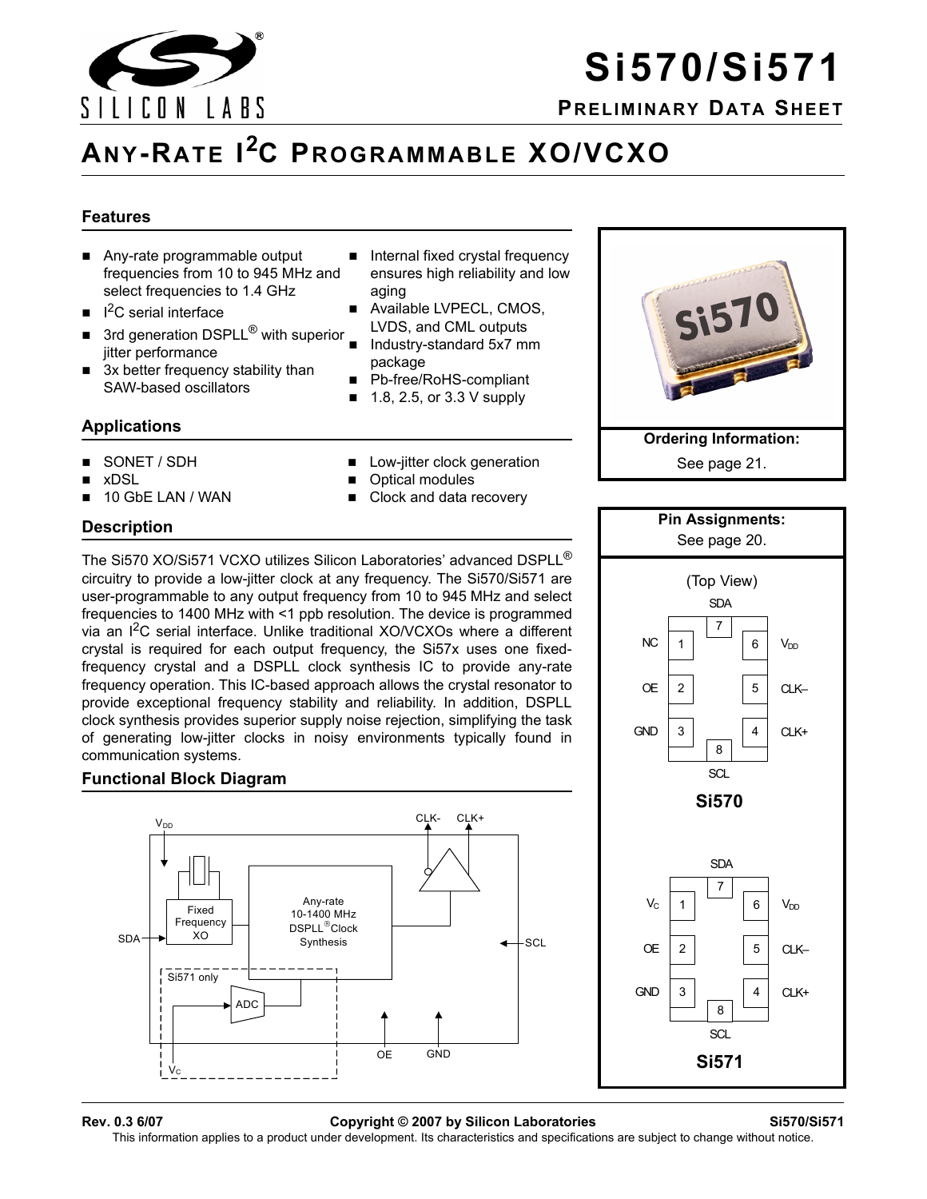# Si570/Si571

## Preliminary Data Sheet

# Any-Rate I²C Programmable XO/VCXO

### Features

- Any-rate programmable output frequencies from 10 to 945 MHz and select frequencies to 1.4 GHz
- I²C serial interface
- 3rd generation DSPLL® with superior jitter performance
- 3x better frequency stability than SAW-based oscillators
- Internal fixed crystal frequency ensures high reliability and low aging
- Available LVPECL, CMOS, LVDS, and CML outputs
- Industry-standard 5x7 mm package
- Pb-free/RoHS-compliant
- 1.8, 2.5, or 3.3 V supply

### Applications

- SONET / SDH
- xDSL
- 10 GbE LAN / WAN
- Low-jitter clock generation
- Optical modules
- Clock and data recovery

### Description

The Si570 XO/Si571 VCXO utilizes Silicon Laboratories' advanced DSPLL® circuitry to provide a low-jitter clock at any frequency. The Si570/Si571 are user-programmable to any output frequency from 10 to 945 MHz and select frequencies to 1400 MHz with <1 ppb resolution. The device is programmed via an I²C serial interface. Unlike traditional XO/VCXOs where a different crystal is required for each output frequency, the Si57x uses one fixed-frequency crystal and a DSPLL clock synthesis IC to provide any-rate frequency operation. This IC-based approach allows the crystal resonator to provide exceptional frequency stability and reliability. In addition, DSPLL clock synthesis provides superior supply noise rejection, simplifying the task of generating low-jitter clocks in noisy environments typically found in communication systems.

### Functional Block Diagram

$V_{DD}$, SDA, Fixed Frequency XO, Any-rate 10-1400 MHz DSPLL® Clock Synthesis, CLK-, CLK+, SCL, Si571 only, ADC, $V_C$, OE, GND

**Ordering Information:**
See page 21.

**Pin Assignments:**
See page 20.

(Top View)

**Si570**

| Pin | Name |
|---|---|
| 1 | NC |
| 2 | OE |
| 3 | GND |
| 4 | CLK+ |
| 5 | CLK– |
| 6 | $V_{DD}$ |
| 7 | SDA |
| 8 | SCL |

**Si571**

| Pin | Name |
|---|---|
| 1 | $V_C$ |
| 2 | OE |
| 3 | GND |
| 4 | CLK+ |
| 5 | CLK– |
| 6 | $V_{DD}$ |
| 7 | SDA |
| 8 | SCL |

Rev. 0.3 6/07 Copyright © 2007 by Silicon Laboratories Si570/Si571

This information applies to a product under development. Its characteristics and specifications are subject to change without notice.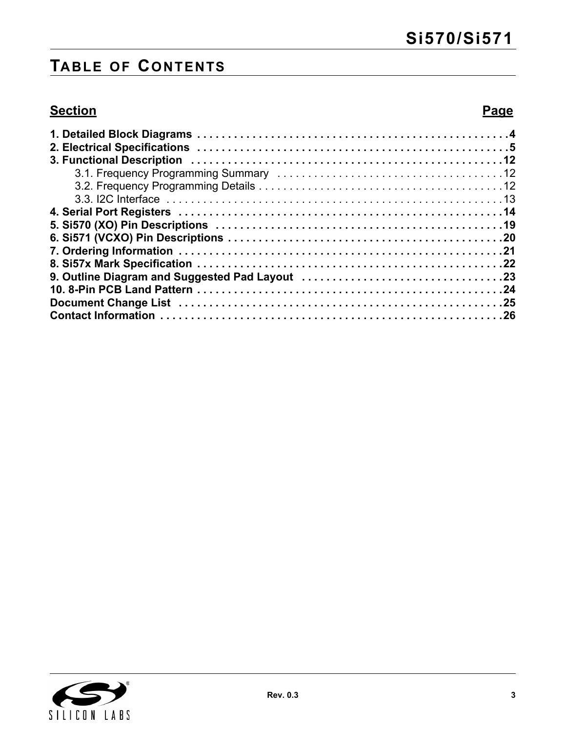# Table of Contents

| Section | Page |
|---|---|
| **1. Detailed Block Diagrams** | **4** |
| **2. Electrical Specifications** | **5** |
| **3. Functional Description** | **12** |
| 3.1. Frequency Programming Summary | 12 |
| 3.2. Frequency Programming Details | 12 |
| 3.3. I2C Interface | 13 |
| **4. Serial Port Registers** | **14** |
| **5. Si570 (XO) Pin Descriptions** | **19** |
| **6. Si571 (VCXO) Pin Descriptions** | **20** |
| **7. Ordering Information** | **21** |
| **8. Si57x Mark Specification** | **22** |
| **9. Outline Diagram and Suggested Pad Layout** | **23** |
| **10. 8-Pin PCB Land Pattern** | **24** |
| **Document Change List** | **25** |
| **Contact Information** | **26** |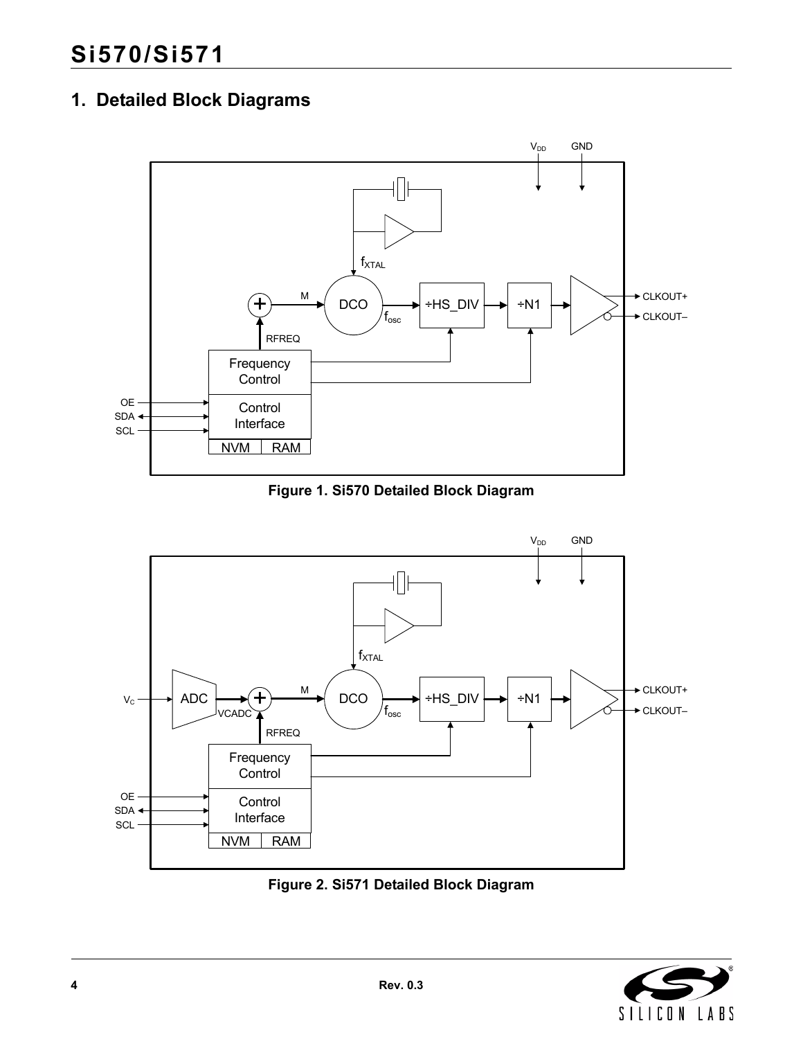## 1. Detailed Block Diagrams

Figure 1. Si570 Detailed Block Diagram

Figure 2. Si571 Detailed Block Diagram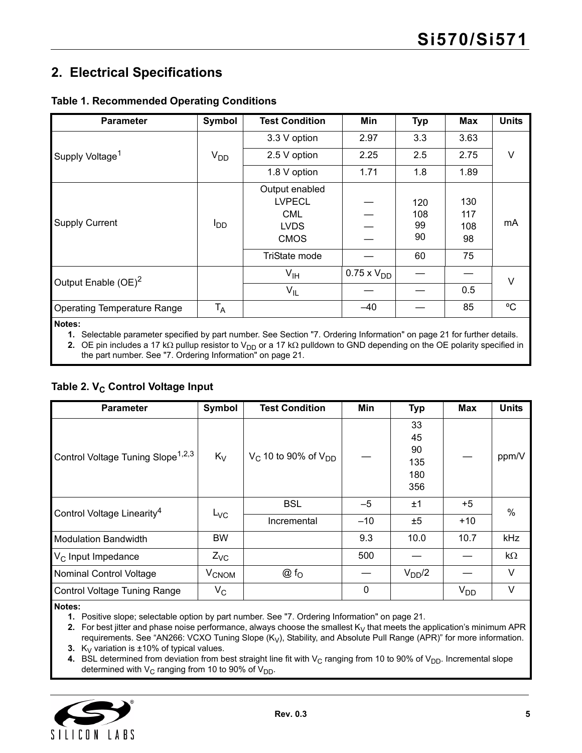## 2. Electrical Specifications

**Table 1. Recommended Operating Conditions**

| Parameter | Symbol | Test Condition | Min | Typ | Max | Units |
|---|---|---|---|---|---|---|
| Supply Voltage[1] | $V_{DD}$ | 3.3 V option | 2.97 | 3.3 | 3.63 | V |
| | | 2.5 V option | 2.25 | 2.5 | 2.75 | |
| | | 1.8 V option | 1.71 | 1.8 | 1.89 | |
| Supply Current | $I_{DD}$ | Output enabled<br>LVPECL<br>CML<br>LVDS<br>CMOS | —<br>—<br>—<br>— | 120<br>108<br>99<br>90 | 130<br>117<br>108<br>98 | mA |
| | | TriState mode | — | 60 | 75 | |
| Output Enable (OE)[2] | | $V_{IH}$ | 0.75 x $V_{DD}$ | — | — | V |
| | | $V_{IL}$ | — | — | 0.5 | |
| Operating Temperature Range | $T_A$ | | –40 | — | 85 | ºC |

**Notes:**

1. Selectable parameter specified by part number. See Section "7. Ordering Information" on page 21 for further details.
2. OE pin includes a 17 kΩ pullup resistor to $V_{DD}$ or a 17 kΩ pulldown to GND depending on the OE polarity specified in the part number. See "7. Ordering Information" on page 21.

**Table 2. $V_C$ Control Voltage Input**

| Parameter | Symbol | Test Condition | Min | Typ | Max | Units |
|---|---|---|---|---|---|---|
| Control Voltage Tuning Slope[1,2,3] | $K_V$ | $V_C$ 10 to 90% of $V_{DD}$ | — | 33<br>45<br>90<br>135<br>180<br>356 | — | ppm/V |
| Control Voltage Linearity[4] | $L_{VC}$ | BSL | –5 | ±1 | +5 | % |
| | | Incremental | –10 | ±5 | +10 | |
| Modulation Bandwidth | BW | | 9.3 | 10.0 | 10.7 | kHz |
| $V_C$ Input Impedance | $Z_{VC}$ | | 500 | — | — | kΩ |
| Nominal Control Voltage | $V_{CNOM}$ | @ $f_O$ | — | $V_{DD}/2$ | — | V |
| Control Voltage Tuning Range | $V_C$ | | 0 | | $V_{DD}$ | V |

**Notes:**

1. Positive slope; selectable option by part number. See "7. Ordering Information" on page 21.
2. For best jitter and phase noise performance, always choose the smallest $K_V$ that meets the application's minimum APR requirements. See "AN266: VCXO Tuning Slope ($K_V$), Stability, and Absolute Pull Range (APR)" for more information.
3. $K_V$ variation is ±10% of typical values.
4. BSL determined from deviation from best straight line fit with $V_C$ ranging from 10 to 90% of $V_{DD}$. Incremental slope determined with $V_C$ ranging from 10 to 90% of $V_{DD}$.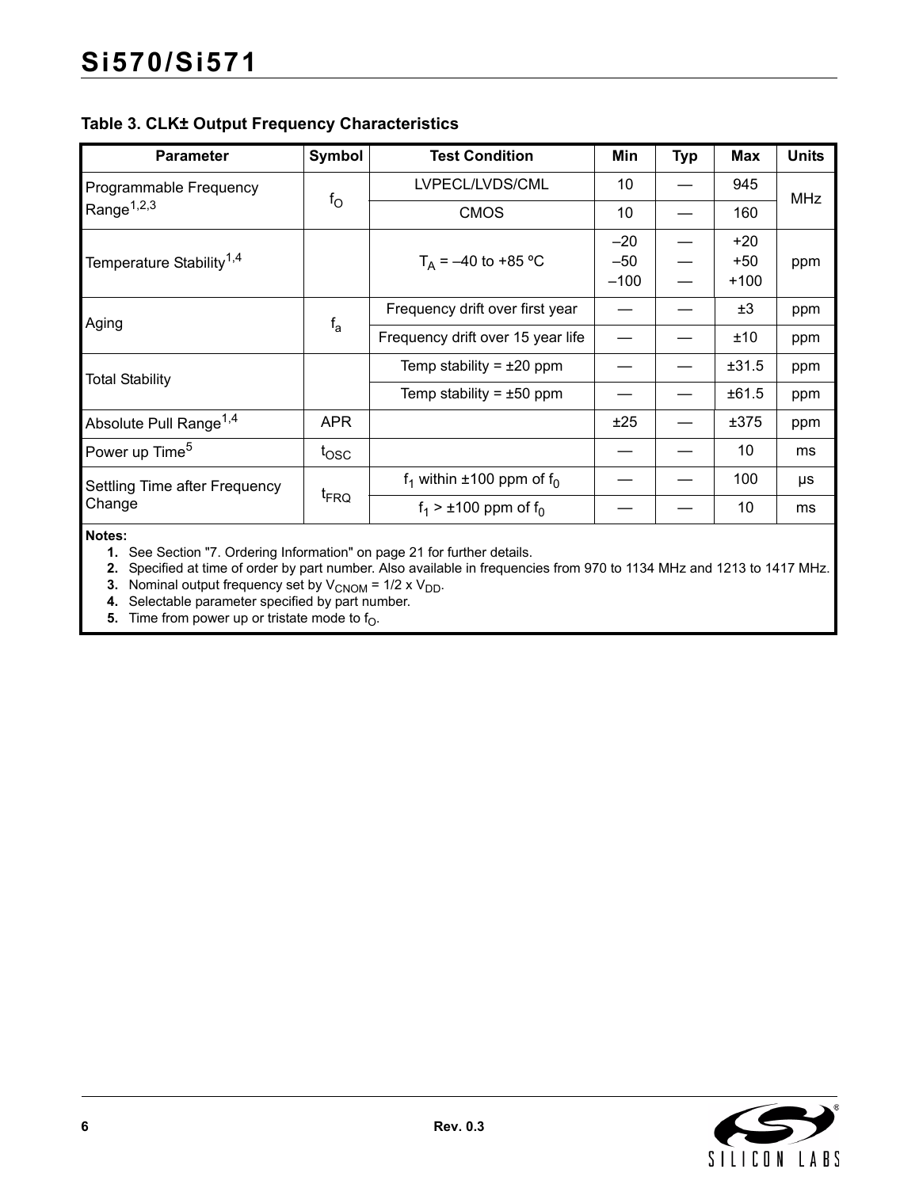**Table 3. CLK± Output Frequency Characteristics**

| Parameter | Symbol | Test Condition | Min | Typ | Max | Units |
|---|---|---|---|---|---|---|
| Programmable Frequency Range[1,2,3] | $f_O$ | LVPECL/LVDS/CML | 10 | — | 945 | MHz |
| | | CMOS | 10 | — | 160 | |
| Temperature Stability[1,4] | | $T_A$ = –40 to +85 ºC | –20<br>–50<br>–100 | —<br>—<br>— | +20<br>+50<br>+100 | ppm |
| Aging | $f_a$ | Frequency drift over first year | — | — | ±3 | ppm |
| | | Frequency drift over 15 year life | — | — | ±10 | ppm |
| Total Stability | | Temp stability = ±20 ppm | — | — | ±31.5 | ppm |
| | | Temp stability = ±50 ppm | — | — | ±61.5 | ppm |
| Absolute Pull Range[1,4] | APR | | ±25 | — | ±375 | ppm |
| Power up Time[5] | $t_{OSC}$ | | — | — | 10 | ms |
| Settling Time after Frequency Change | $t_{FRQ}$ | $f_1$ within ±100 ppm of $f_0$ | — | — | 100 | µs |
| | | $f_1$ > ±100 ppm of $f_0$ | — | — | 10 | ms |

**Notes:**

1. See Section "7. Ordering Information" on page 21 for further details.
2. Specified at time of order by part number. Also available in frequencies from 970 to 1134 MHz and 1213 to 1417 MHz.
3. Nominal output frequency set by $V_{CNOM} = 1/2 \times V_{DD}$.
4. Selectable parameter specified by part number.
5. Time from power up or tristate mode to $f_O$.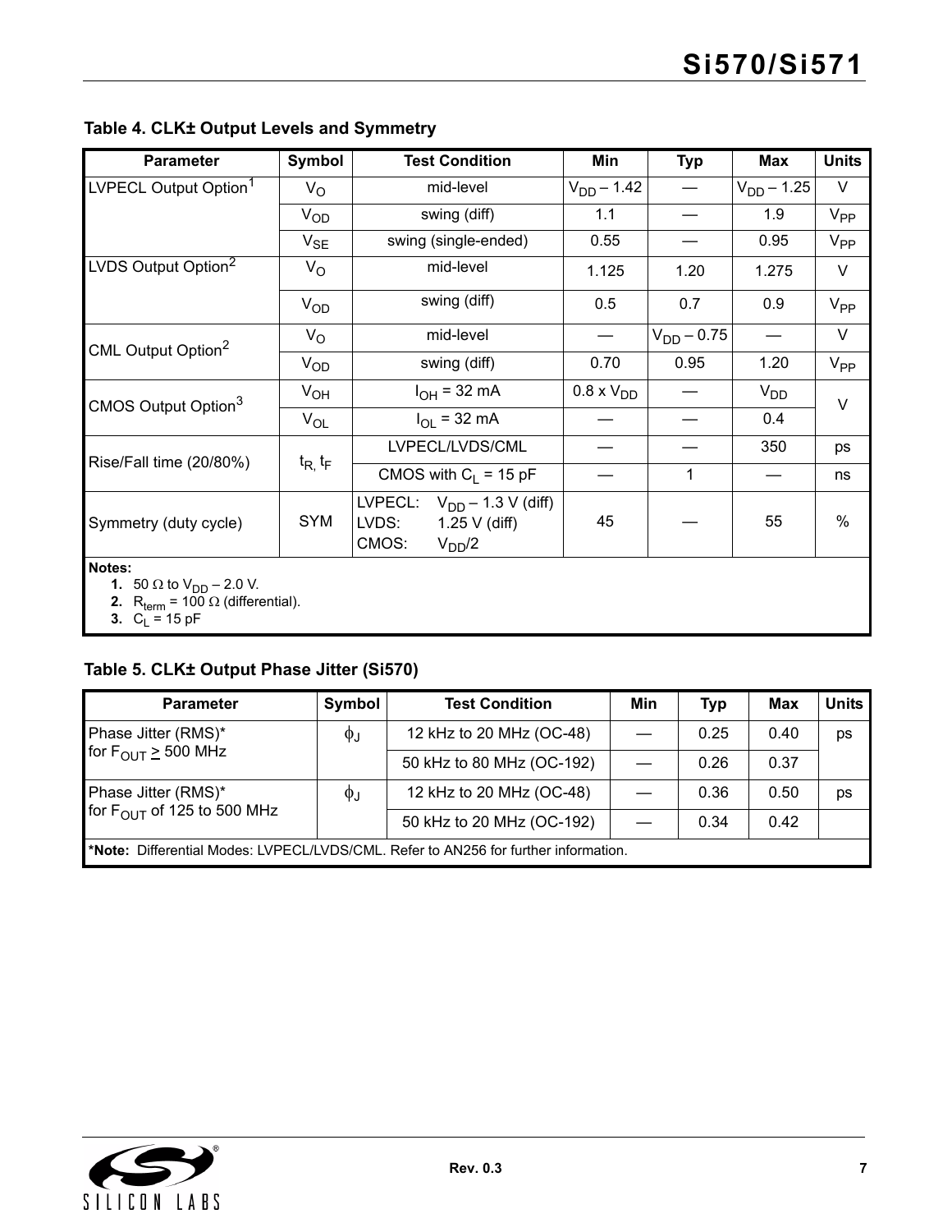**Table 4. CLK± Output Levels and Symmetry**

| Parameter | Symbol | Test Condition | Min | Typ | Max | Units |
|---|---|---|---|---|---|---|
| LVPECL Output Option[1] | $V_O$ | mid-level | $V_{DD}$ – 1.42 | — | $V_{DD}$ – 1.25 | V |
| | $V_{OD}$ | swing (diff) | 1.1 | — | 1.9 | $V_{PP}$ |
| | $V_{SE}$ | swing (single-ended) | 0.55 | — | 0.95 | $V_{PP}$ |
| LVDS Output Option[2] | $V_O$ | mid-level | 1.125 | 1.20 | 1.275 | V |
| | $V_{OD}$ | swing (diff) | 0.5 | 0.7 | 0.9 | $V_{PP}$ |
| CML Output Option[2] | $V_O$ | mid-level | — | $V_{DD}$ – 0.75 | — | V |
| | $V_{OD}$ | swing (diff) | 0.70 | 0.95 | 1.20 | $V_{PP}$ |
| CMOS Output Option[3] | $V_{OH}$ | $I_{OH}$ = 32 mA | 0.8 x $V_{DD}$ | — | $V_{DD}$ | V |
| | $V_{OL}$ | $I_{OL}$ = 32 mA | — | — | 0.4 | |
| Rise/Fall time (20/80%) | $t_R$, $t_F$ | LVPECL/LVDS/CML | — | — | 350 | ps |
| | | CMOS with $C_L$ = 15 pF | — | 1 | — | ns |
| Symmetry (duty cycle) | SYM | LVPECL: $V_{DD}$ – 1.3 V (diff)<br>LVDS: 1.25 V (diff)<br>CMOS: $V_{DD}/2$ | 45 | — | 55 | % |

**Notes:**
1. 50 Ω to $V_{DD}$ – 2.0 V.
2. $R_{term}$ = 100 Ω (differential).
3. $C_L$ = 15 pF

**Table 5. CLK± Output Phase Jitter (Si570)**

| Parameter | Symbol | Test Condition | Min | Typ | Max | Units |
|---|---|---|---|---|---|---|
| Phase Jitter (RMS)* for $F_{OUT}$ ≥ 500 MHz | $\phi_J$ | 12 kHz to 20 MHz (OC-48) | — | 0.25 | 0.40 | ps |
| | | 50 kHz to 80 MHz (OC-192) | — | 0.26 | 0.37 | |
| Phase Jitter (RMS)* for $F_{OUT}$ of 125 to 500 MHz | $\phi_J$ | 12 kHz to 20 MHz (OC-48) | — | 0.36 | 0.50 | ps |
| | | 50 kHz to 20 MHz (OC-192) | — | 0.34 | 0.42 | |

***Note:** Differential Modes: LVPECL/LVDS/CML. Refer to AN256 for further information.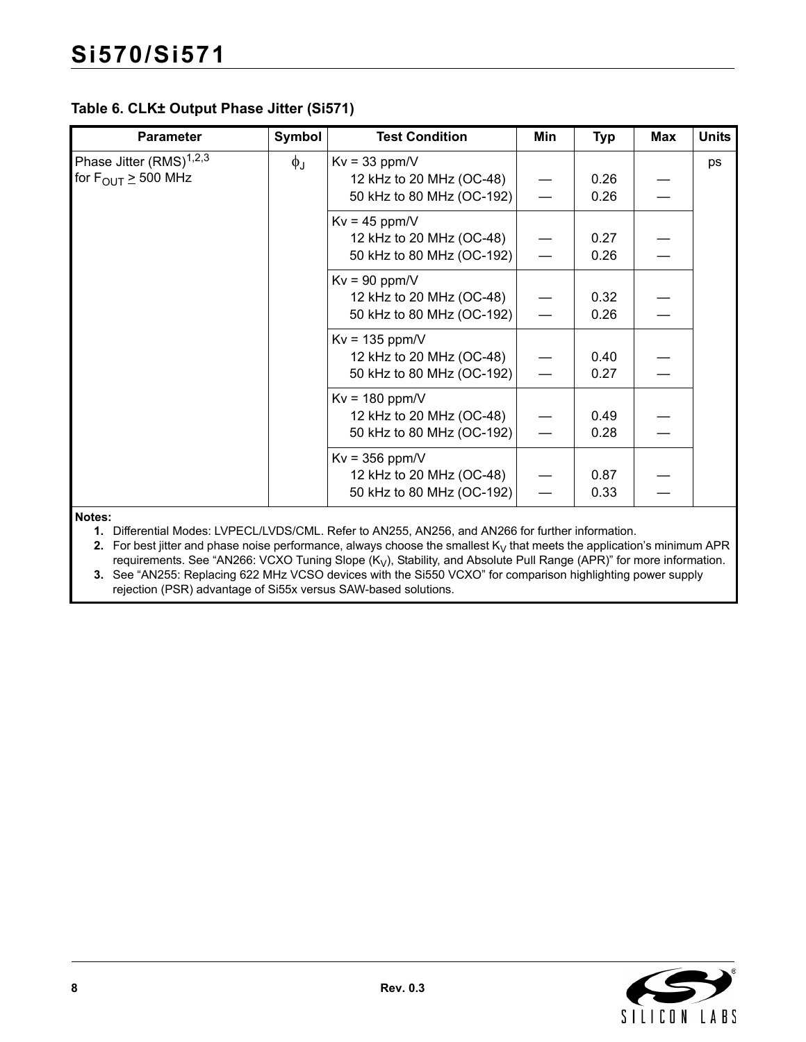### Table 6. CLK± Output Phase Jitter (Si571)

| Parameter | Symbol | Test Condition | Min | Typ | Max | Units |
|---|---|---|---|---|---|---|
| Phase Jitter (RMS)[1,2,3] for $F_{OUT} \geq 500$ MHz | $\phi_J$ | Kv = 33 ppm/V<br>12 kHz to 20 MHz (OC-48)<br>50 kHz to 80 MHz (OC-192) | —<br>— | 0.26<br>0.26 | —<br>— | ps |
| | | Kv = 45 ppm/V<br>12 kHz to 20 MHz (OC-48)<br>50 kHz to 80 MHz (OC-192) | —<br>— | 0.27<br>0.26 | —<br>— | |
| | | Kv = 90 ppm/V<br>12 kHz to 20 MHz (OC-48)<br>50 kHz to 80 MHz (OC-192) | —<br>— | 0.32<br>0.26 | —<br>— | |
| | | Kv = 135 ppm/V<br>12 kHz to 20 MHz (OC-48)<br>50 kHz to 80 MHz (OC-192) | —<br>— | 0.40<br>0.27 | —<br>— | |
| | | Kv = 180 ppm/V<br>12 kHz to 20 MHz (OC-48)<br>50 kHz to 80 MHz (OC-192) | —<br>— | 0.49<br>0.28 | —<br>— | |
| | | Kv = 356 ppm/V<br>12 kHz to 20 MHz (OC-48)<br>50 kHz to 80 MHz (OC-192) | —<br>— | 0.87<br>0.33 | —<br>— | |

**Notes:**

1. Differential Modes: LVPECL/LVDS/CML. Refer to AN255, AN256, and AN266 for further information.
2. For best jitter and phase noise performance, always choose the smallest $K_V$ that meets the application's minimum APR requirements. See "AN266: VCXO Tuning Slope ($K_V$), Stability, and Absolute Pull Range (APR)" for more information.
3. See "AN255: Replacing 622 MHz VCSO devices with the Si550 VCXO" for comparison highlighting power supply rejection (PSR) advantage of Si55x versus SAW-based solutions.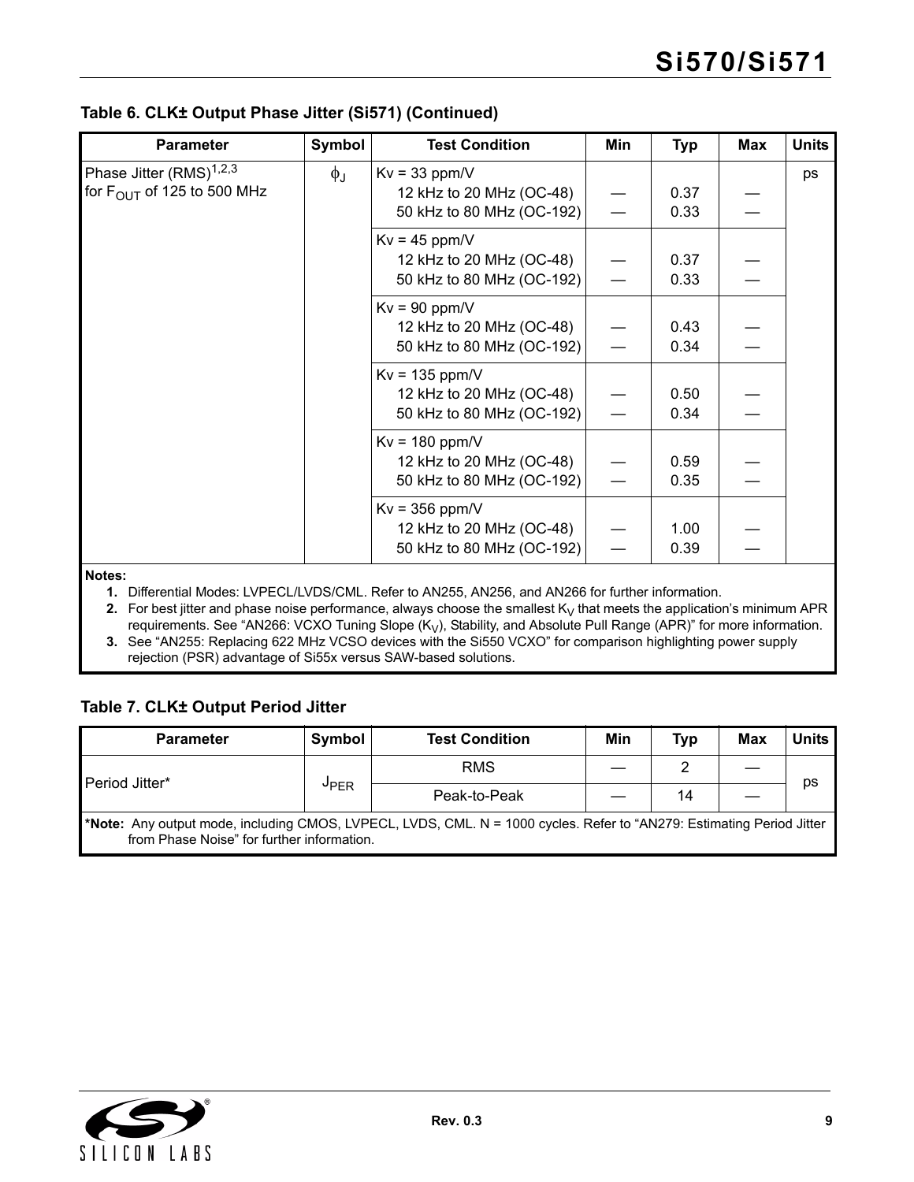**Table 6. CLK± Output Phase Jitter (Si571) (Continued)**

| Parameter | Symbol | Test Condition | Min | Typ | Max | Units |
|---|---|---|---|---|---|---|
| Phase Jitter (RMS)[1,2,3] for $F_{OUT}$ of 125 to 500 MHz | $\phi_J$ | Kv = 33 ppm/V | | | | ps |
| | | 12 kHz to 20 MHz (OC-48) | — | 0.37 | — | |
| | | 50 kHz to 80 MHz (OC-192) | — | 0.33 | — | |
| | | Kv = 45 ppm/V | | | | |
| | | 12 kHz to 20 MHz (OC-48) | — | 0.37 | — | |
| | | 50 kHz to 80 MHz (OC-192) | — | 0.33 | — | |
| | | Kv = 90 ppm/V | | | | |
| | | 12 kHz to 20 MHz (OC-48) | — | 0.43 | — | |
| | | 50 kHz to 80 MHz (OC-192) | — | 0.34 | — | |
| | | Kv = 135 ppm/V | | | | |
| | | 12 kHz to 20 MHz (OC-48) | — | 0.50 | — | |
| | | 50 kHz to 80 MHz (OC-192) | — | 0.34 | — | |
| | | Kv = 180 ppm/V | | | | |
| | | 12 kHz to 20 MHz (OC-48) | — | 0.59 | — | |
| | | 50 kHz to 80 MHz (OC-192) | — | 0.35 | — | |
| | | Kv = 356 ppm/V | | | | |
| | | 12 kHz to 20 MHz (OC-48) | — | 1.00 | — | |
| | | 50 kHz to 80 MHz (OC-192) | — | 0.39 | — | |

**Notes:**

1. Differential Modes: LVPECL/LVDS/CML. Refer to AN255, AN256, and AN266 for further information.
2. For best jitter and phase noise performance, always choose the smallest $K_V$ that meets the application's minimum APR requirements. See "AN266: VCXO Tuning Slope ($K_V$), Stability, and Absolute Pull Range (APR)" for more information.
3. See "AN255: Replacing 622 MHz VCSO devices with the Si550 VCXO" for comparison highlighting power supply rejection (PSR) advantage of Si55x versus SAW-based solutions.

**Table 7. CLK± Output Period Jitter**

| Parameter | Symbol | Test Condition | Min | Typ | Max | Units |
|---|---|---|---|---|---|---|
| Period Jitter* | $J_{PER}$ | RMS | — | 2 | — | ps |
| | | Peak-to-Peak | — | 14 | — | |

***Note:** Any output mode, including CMOS, LVPECL, LVDS, CML. N = 1000 cycles. Refer to "AN279: Estimating Period Jitter from Phase Noise" for further information.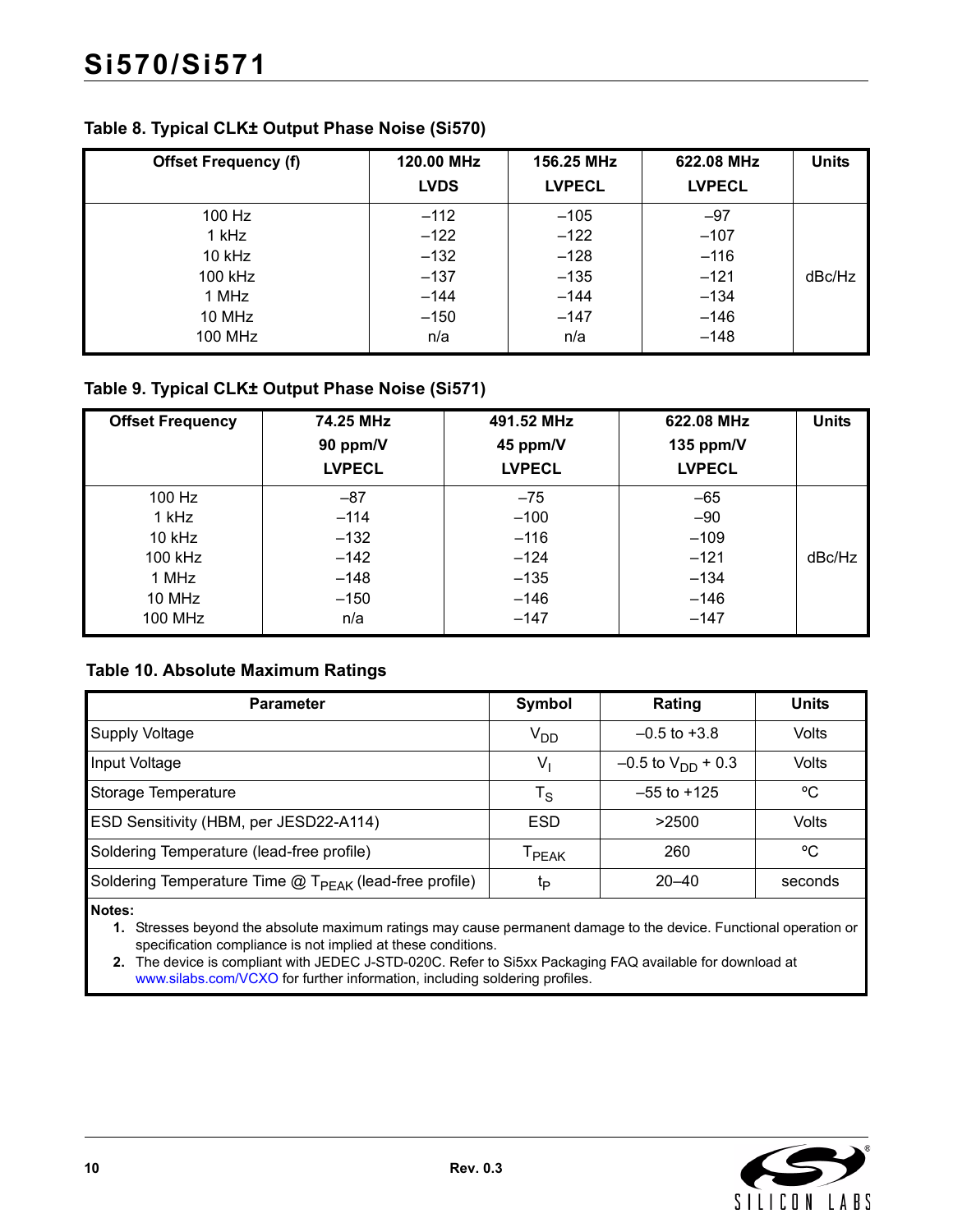**Table 8. Typical CLK± Output Phase Noise (Si570)**

| Offset Frequency (f) | 120.00 MHz LVDS | 156.25 MHz LVPECL | 622.08 MHz LVPECL | Units |
|---|---|---|---|---|
| 100 Hz | –112 | –105 | –97 | dBc/Hz |
| 1 kHz | –122 | –122 | –107 | |
| 10 kHz | –132 | –128 | –116 | |
| 100 kHz | –137 | –135 | –121 | |
| 1 MHz | –144 | –144 | –134 | |
| 10 MHz | –150 | –147 | –146 | |
| 100 MHz | n/a | n/a | –148 | |

**Table 9. Typical CLK± Output Phase Noise (Si571)**

| Offset Frequency | 74.25 MHz 90 ppm/V LVPECL | 491.52 MHz 45 ppm/V LVPECL | 622.08 MHz 135 ppm/V LVPECL | Units |
|---|---|---|---|---|
| 100 Hz | –87 | –75 | –65 | dBc/Hz |
| 1 kHz | –114 | –100 | –90 | |
| 10 kHz | –132 | –116 | –109 | |
| 100 kHz | –142 | –124 | –121 | |
| 1 MHz | –148 | –135 | –134 | |
| 10 MHz | –150 | –146 | –146 | |
| 100 MHz | n/a | –147 | –147 | |

**Table 10. Absolute Maximum Ratings**

| Parameter | Symbol | Rating | Units |
|---|---|---|---|
| Supply Voltage | $V_{DD}$ | –0.5 to +3.8 | Volts |
| Input Voltage | $V_I$ | –0.5 to $V_{DD}$ + 0.3 | Volts |
| Storage Temperature | $T_S$ | –55 to +125 | ºC |
| ESD Sensitivity (HBM, per JESD22-A114) | ESD | >2500 | Volts |
| Soldering Temperature (lead-free profile) | $T_{PEAK}$ | 260 | ºC |
| Soldering Temperature Time @ $T_{PEAK}$ (lead-free profile) | $t_P$ | 20–40 | seconds |

**Notes:**

1. Stresses beyond the absolute maximum ratings may cause permanent damage to the device. Functional operation or specification compliance is not implied at these conditions.
2. The device is compliant with JEDEC J-STD-020C. Refer to Si5xx Packaging FAQ available for download at www.silabs.com/VCXO for further information, including soldering profiles.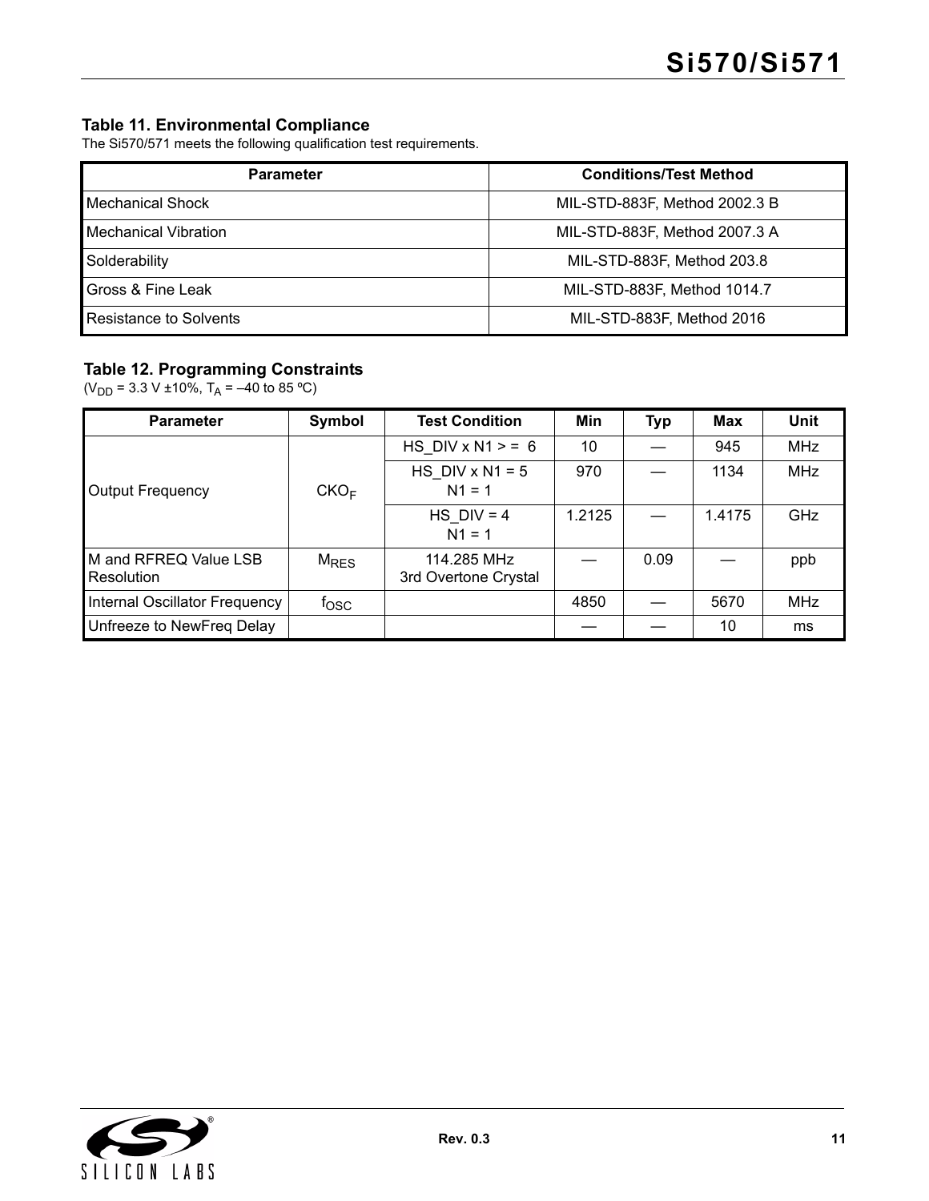**Table 11. Environmental Compliance**

The Si570/571 meets the following qualification test requirements.

| Parameter | Conditions/Test Method |
|---|---|
| Mechanical Shock | MIL-STD-883F, Method 2002.3 B |
| Mechanical Vibration | MIL-STD-883F, Method 2007.3 A |
| Solderability | MIL-STD-883F, Method 203.8 |
| Gross & Fine Leak | MIL-STD-883F, Method 1014.7 |
| Resistance to Solvents | MIL-STD-883F, Method 2016 |

**Table 12. Programming Constraints**

($V_{DD}$ = 3.3 V ±10%, $T_A$ = –40 to 85 ºC)

| Parameter | Symbol | Test Condition | Min | Typ | Max | Unit |
|---|---|---|---|---|---|---|
| Output Frequency | $CKO_F$ | HS_DIV x N1 > = 6 | 10 | — | 945 | MHz |
| | | HS_DIV x N1 = 5<br>N1 = 1 | 970 | — | 1134 | MHz |
| | | HS_DIV = 4<br>N1 = 1 | 1.2125 | — | 1.4175 | GHz |
| M and RFREQ Value LSB Resolution | $M_{RES}$ | 114.285 MHz<br>3rd Overtone Crystal | — | 0.09 | — | ppb |
| Internal Oscillator Frequency | $f_{OSC}$ | | 4850 | — | 5670 | MHz |
| Unfreeze to NewFreq Delay | | | — | — | 10 | ms |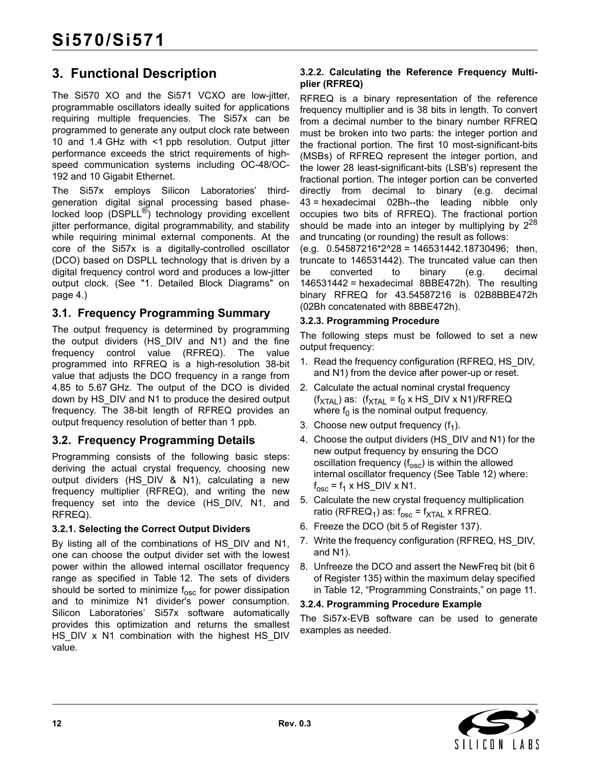# 3. Functional Description

The Si570 XO and the Si571 VCXO are low-jitter, programmable oscillators ideally suited for applications requiring multiple frequencies. The Si57x can be programmed to generate any output clock rate between 10 and 1.4 GHz with <1 ppb resolution. Output jitter performance exceeds the strict requirements of high-speed communication systems including OC-48/OC-192 and 10 Gigabit Ethernet.

The Si57x employs Silicon Laboratories' third-generation digital signal processing based phase-locked loop (DSPLL®) technology providing excellent jitter performance, digital programmability, and stability while requiring minimal external components. At the core of the Si57x is a digitally-controlled oscillator (DCO) based on DSPLL technology that is driven by a digital frequency control word and produces a low-jitter output clock. (See "1. Detailed Block Diagrams" on page 4.)

## 3.1. Frequency Programming Summary

The output frequency is determined by programming the output dividers (HS_DIV and N1) and the fine frequency control value (RFREQ). The value programmed into RFREQ is a high-resolution 38-bit value that adjusts the DCO frequency in a range from 4.85 to 5.67 GHz. The output of the DCO is divided down by HS_DIV and N1 to produce the desired output frequency. The 38-bit length of RFREQ provides an output frequency resolution of better than 1 ppb.

## 3.2. Frequency Programming Details

Programming consists of the following basic steps: deriving the actual crystal frequency, choosing new output dividers (HS_DIV & N1), calculating a new frequency multiplier (RFREQ), and writing the new frequency set into the device (HS_DIV, N1, and RFREQ).

### 3.2.1. Selecting the Correct Output Dividers

By listing all of the combinations of HS_DIV and N1, one can choose the output divider set with the lowest power within the allowed internal oscillator frequency range as specified in Table 12. The sets of dividers should be sorted to minimize $f_{osc}$ for power dissipation and to minimize N1 divider's power consumption. Silicon Laboratories' Si57x software automatically provides this optimization and returns the smallest HS_DIV x N1 combination with the highest HS_DIV value.

### 3.2.2. Calculating the Reference Frequency Multiplier (RFREQ)

RFREQ is a binary representation of the reference frequency multiplier and is 38 bits in length. To convert from a decimal number to the binary number RFREQ must be broken into two parts: the integer portion and the fractional portion. The first 10 most-significant-bits (MSBs) of RFREQ represent the integer portion, and the lower 28 least-significant-bits (LSB's) represent the fractional portion. The integer portion can be converted directly from decimal to binary (e.g. decimal 43 = hexadecimal 02Bh--the leading nibble only occupies two bits of RFREQ). The fractional portion should be made into an integer by multiplying by $2^{28}$ and truncating (or rounding) the result as follows:
(e.g. 0.54587216*2^28 = 146531442.18730496; then, truncate to 146531442). The truncated value can then be converted to binary (e.g. decimal 146531442 = hexadecimal 8BBE472h). The resulting binary RFREQ for 43.54587216 is 02B8BBE472h (02Bh concatenated with 8BBE472h).

### 3.2.3. Programming Procedure

The following steps must be followed to set a new output frequency:

1. Read the frequency configuration (RFREQ, HS_DIV, and N1) from the device after power-up or reset.
2. Calculate the actual nominal crystal frequency ($f_{XTAL}$) as: ($f_{XTAL} = f_0$ x HS_DIV x N1)/RFREQ where $f_0$ is the nominal output frequency.
3. Choose new output frequency ($f_1$).
4. Choose the output dividers (HS_DIV and N1) for the new output frequency by ensuring the DCO oscillation frequency ($f_{osc}$) is within the allowed internal oscillator frequency (See Table 12) where: $f_{osc} = f_1$ x HS_DIV x N1.
5. Calculate the new crystal frequency multiplication ratio ($RFREQ_1$) as: $f_{osc} = f_{XTAL}$ x RFREQ.
6. Freeze the DCO (bit 5 of Register 137).
7. Write the frequency configuration (RFREQ, HS_DIV, and N1).
8. Unfreeze the DCO and assert the NewFreq bit (bit 6 of Register 135) within the maximum delay specified in Table 12, "Programming Constraints," on page 11.

### 3.2.4. Programming Procedure Example

The Si57x-EVB software can be used to generate examples as needed.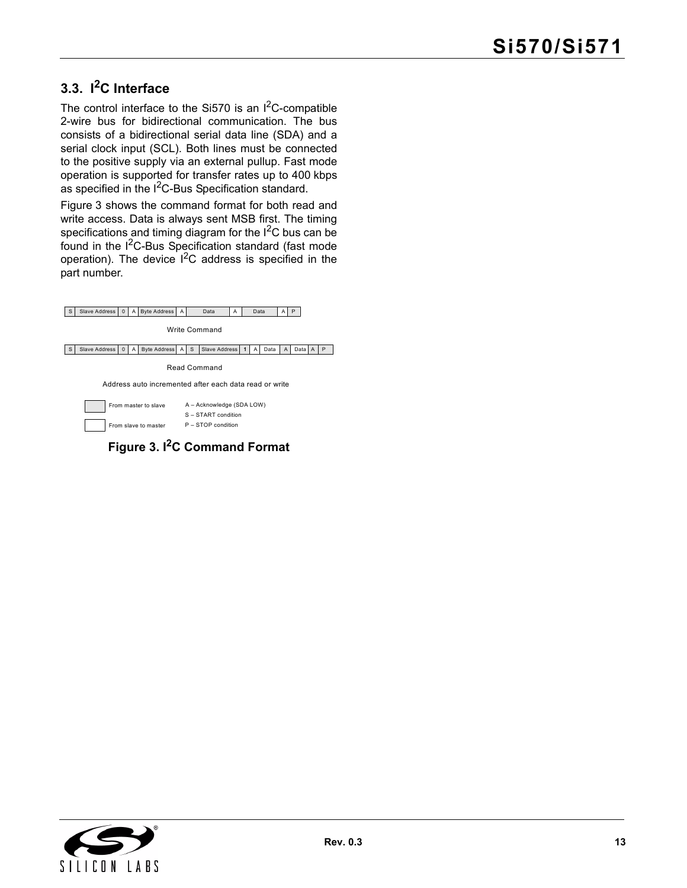## 3.3. I²C Interface

The control interface to the Si570 is an I²C-compatible 2-wire bus for bidirectional communication. The bus consists of a bidirectional serial data line (SDA) and a serial clock input (SCL). Both lines must be connected to the positive supply via an external pullup. Fast mode operation is supported for transfer rates up to 400 kbps as specified in the I²C-Bus Specification standard.

Figure 3 shows the command format for both read and write access. Data is always sent MSB first. The timing specifications and timing diagram for the I²C bus can be found in the I²C-Bus Specification standard (fast mode operation). The device I²C address is specified in the part number.

| S | Slave Address | 0 | A | Byte Address | A | Data | A | Data | A | P |
|---|---|---|---|---|---|---|---|---|---|---|

Write Command

| S | Slave Address | 0 | A | Byte Address | A | S | Slave Address | 1 | A | Data | A | Data | A | P |
|---|---|---|---|---|---|---|---|---|---|---|---|---|---|---|

Read Command

Address auto incremented after each data read or write

- From master to slave
- From slave to master

A – Acknowledge (SDA LOW)
S – START condition
P – STOP condition

**Figure 3. I²C Command Format**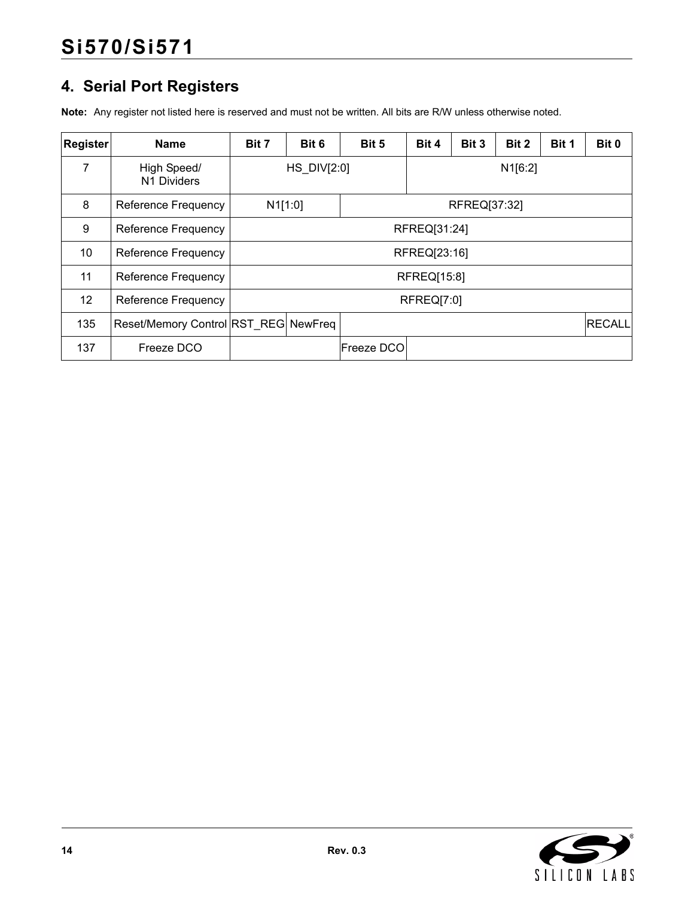## 4. Serial Port Registers

**Note:** Any register not listed here is reserved and must not be written. All bits are R/W unless otherwise noted.

| Register | Name | Bit 7 | Bit 6 | Bit 5 | Bit 4 | Bit 3 | Bit 2 | Bit 1 | Bit 0 |
|---|---|---|---|---|---|---|---|---|---|
| 7 | High Speed/ N1 Dividers | HS_DIV[2:0] | | | N1[6:2] | | | | |
| 8 | Reference Frequency | N1[1:0] | | RFREQ[37:32] | | | | | |
| 9 | Reference Frequency | RFREQ[31:24] | | | | | | | |
| 10 | Reference Frequency | RFREQ[23:16] | | | | | | | |
| 11 | Reference Frequency | RFREQ[15:8] | | | | | | | |
| 12 | Reference Frequency | RFREQ[7:0] | | | | | | | |
| 135 | Reset/Memory Control | RST_REG | NewFreq | | | | | | RECALL |
| 137 | Freeze DCO | | | Freeze DCO | | | | | |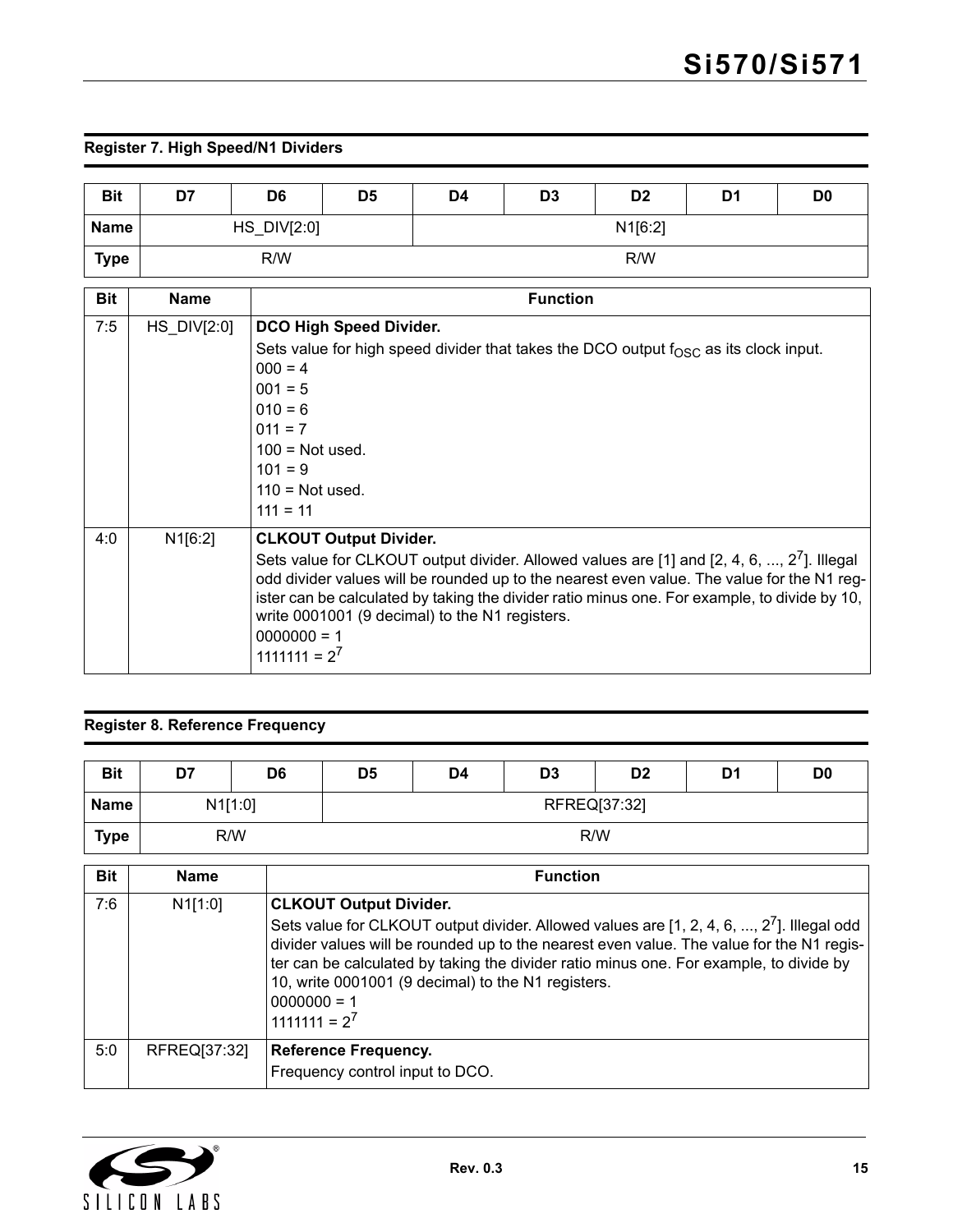### Register 7. High Speed/N1 Dividers

| Bit | D7 | D6 | D5 | D4 | D3 | D2 | D1 | D0 |
|---|---|---|---|---|---|---|---|---|
| Name | HS_DIV[2:0] | | | N1[6:2] | | | | |
| Type | R/W | | | R/W | | | | |

| Bit | Name | Function |
|---|---|---|
| 7:5 | HS_DIV[2:0] | **DCO High Speed Divider.**<br>Sets value for high speed divider that takes the DCO output $f_{OSC}$ as its clock input.<br>000 = 4<br>001 = 5<br>010 = 6<br>011 = 7<br>100 = Not used.<br>101 = 9<br>110 = Not used.<br>111 = 11 |
| 4:0 | N1[6:2] | **CLKOUT Output Divider.**<br>Sets value for CLKOUT output divider. Allowed values are [1] and [2, 4, 6, ..., $2^7$]. Illegal odd divider values will be rounded up to the nearest even value. The value for the N1 register can be calculated by taking the divider ratio minus one. For example, to divide by 10, write 0001001 (9 decimal) to the N1 registers.<br>0000000 = 1<br>1111111 = $2^7$ |

### Register 8. Reference Frequency

| Bit | D7 | D6 | D5 | D4 | D3 | D2 | D1 | D0 |
|---|---|---|---|---|---|---|---|---|
| Name | N1[1:0] | | RFREQ[37:32] | | | | | |
| Type | R/W | | R/W | | | | | |

| Bit | Name | Function |
|---|---|---|
| 7:6 | N1[1:0] | **CLKOUT Output Divider.**<br>Sets value for CLKOUT output divider. Allowed values are [1, 2, 4, 6, ..., $2^7$]. Illegal odd divider values will be rounded up to the nearest even value. The value for the N1 register can be calculated by taking the divider ratio minus one. For example, to divide by 10, write 0001001 (9 decimal) to the N1 registers.<br>0000000 = 1<br>1111111 = $2^7$ |
| 5:0 | RFREQ[37:32] | **Reference Frequency.**<br>Frequency control input to DCO. |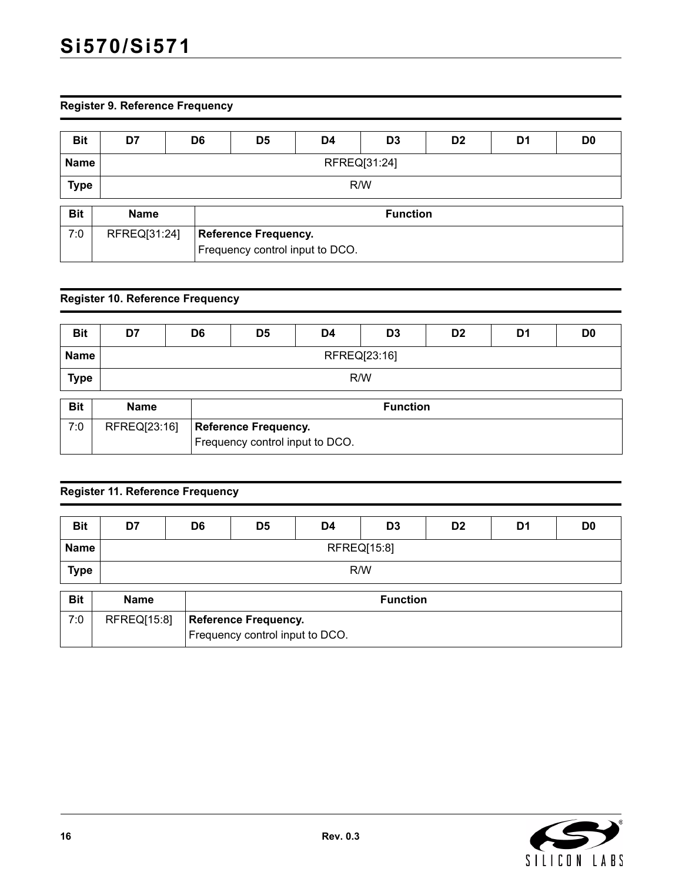### Register 9. Reference Frequency

| Bit | D7 | D6 | D5 | D4 | D3 | D2 | D1 | D0 |
|---|---|---|---|---|---|---|---|---|
| **Name** | RFREQ[31:24] | | | | | | | |
| **Type** | R/W | | | | | | | |

| Bit | Name | Function |
|---|---|---|
| 7:0 | RFREQ[31:24] | **Reference Frequency.** Frequency control input to DCO. |

### Register 10. Reference Frequency

| Bit | D7 | D6 | D5 | D4 | D3 | D2 | D1 | D0 |
|---|---|---|---|---|---|---|---|---|
| **Name** | RFREQ[23:16] | | | | | | | |
| **Type** | R/W | | | | | | | |

| Bit | Name | Function |
|---|---|---|
| 7:0 | RFREQ[23:16] | **Reference Frequency.** Frequency control input to DCO. |

### Register 11. Reference Frequency

| Bit | D7 | D6 | D5 | D4 | D3 | D2 | D1 | D0 |
|---|---|---|---|---|---|---|---|---|
| **Name** | RFREQ[15:8] | | | | | | | |
| **Type** | R/W | | | | | | | |

| Bit | Name | Function |
|---|---|---|
| 7:0 | RFREQ[15:8] | **Reference Frequency.** Frequency control input to DCO. |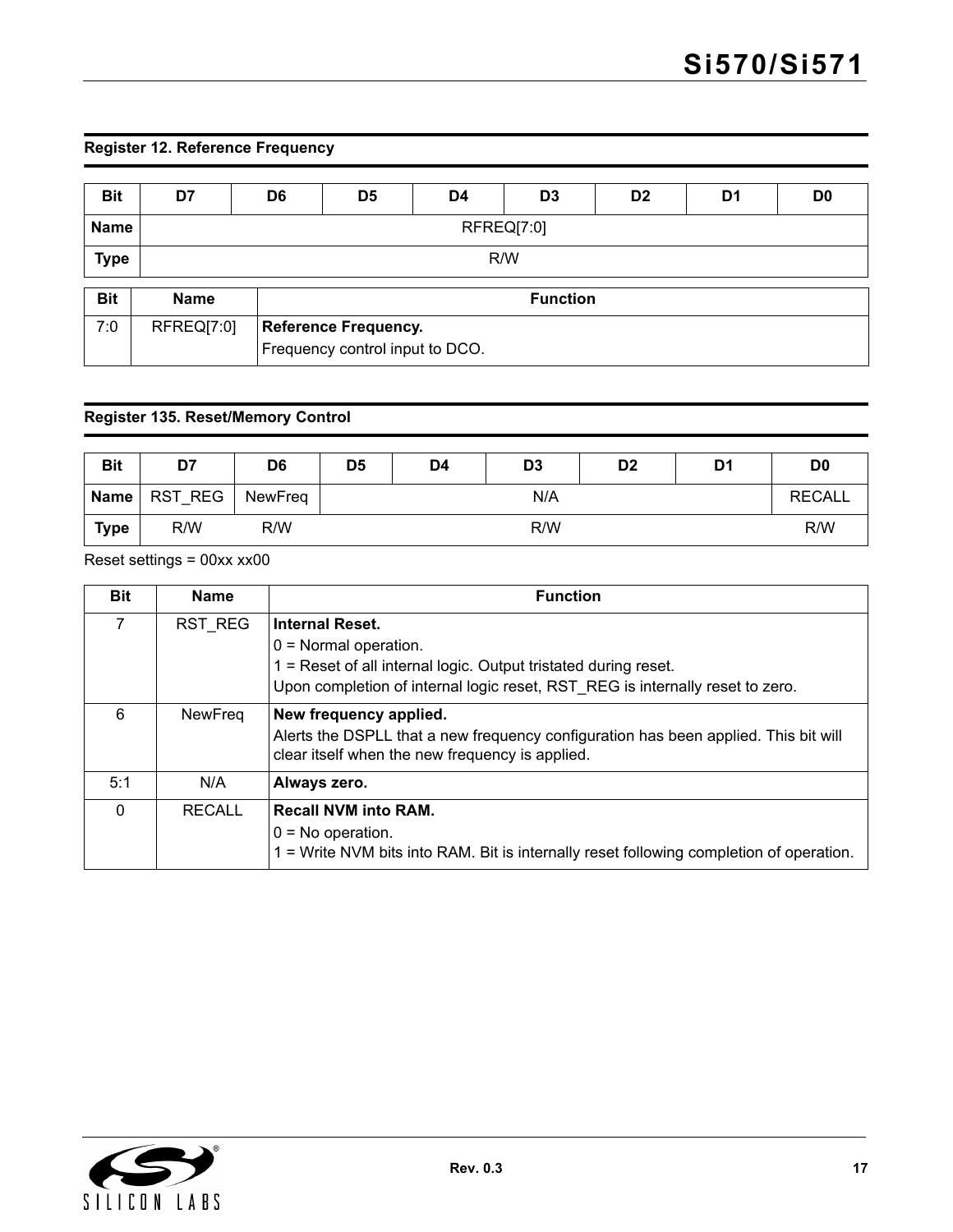### Register 12. Reference Frequency

| Bit | D7 | D6 | D5 | D4 | D3 | D2 | D1 | D0 |
|---|---|---|---|---|---|---|---|---|
| Name | RFREQ[7:0] | | | | | | | |
| Type | R/W | | | | | | | |

| Bit | Name | Function |
|---|---|---|
| 7:0 | RFREQ[7:0] | **Reference Frequency.**<br>Frequency control input to DCO. |

### Register 135. Reset/Memory Control

| Bit | D7 | D6 | D5 | D4 | D3 | D2 | D1 | D0 |
|---|---|---|---|---|---|---|---|---|
| Name | RST_REG | NewFreq | N/A | | | | | RECALL |
| Type | R/W | R/W | R/W | | | | | R/W |

Reset settings = 00xx xx00

| Bit | Name | Function |
|---|---|---|
| 7 | RST_REG | **Internal Reset.**<br>0 = Normal operation.<br>1 = Reset of all internal logic. Output tristated during reset.<br>Upon completion of internal logic reset, RST_REG is internally reset to zero. |
| 6 | NewFreq | **New frequency applied.**<br>Alerts the DSPLL that a new frequency configuration has been applied. This bit will clear itself when the new frequency is applied. |
| 5:1 | N/A | **Always zero.** |
| 0 | RECALL | **Recall NVM into RAM.**<br>0 = No operation.<br>1 = Write NVM bits into RAM. Bit is internally reset following completion of operation. |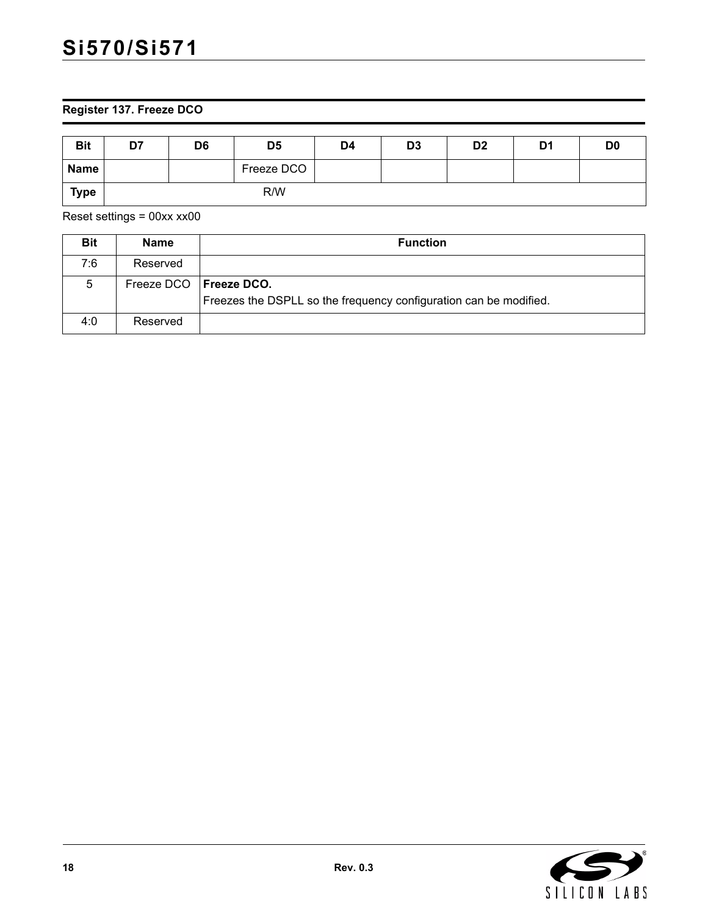**Register 137. Freeze DCO**

| Bit | D7 | D6 | D5 | D4 | D3 | D2 | D1 | D0 |
|---|---|---|---|---|---|---|---|---|
| Name | | | Freeze DCO | | | | | |
| Type | R/W | | | | | | | |

Reset settings = 00xx xx00

| Bit | Name | Function |
|---|---|---|
| 7:6 | Reserved | |
| 5 | Freeze DCO | **Freeze DCO.**<br>Freezes the DSPLL so the frequency configuration can be modified. |
| 4:0 | Reserved | |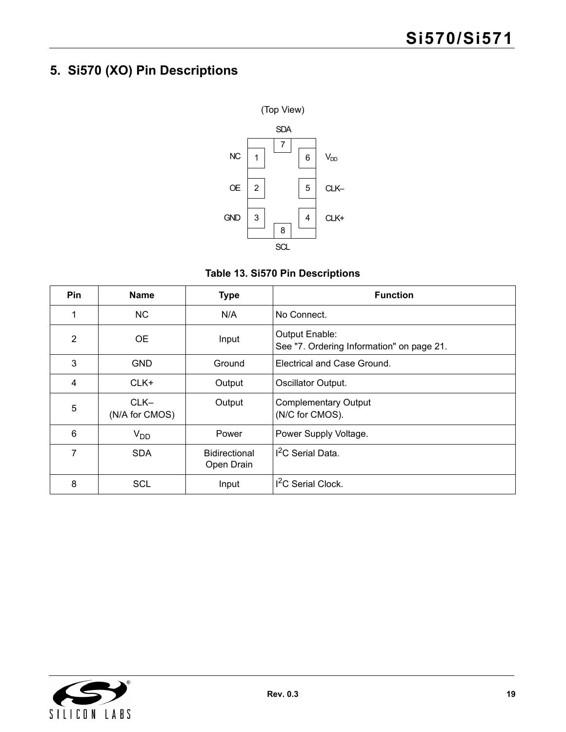## 5. Si570 (XO) Pin Descriptions

(Top View)

SDA

| | | |
|---|---|---|
| NC 1 | 7 | 6 $V_{DD}$ |
| OE 2 | | 5 CLK– |
| GND 3 | 8 | 4 CLK+ |

SCL

**Table 13. Si570 Pin Descriptions**

| Pin | Name | Type | Function |
|---|---|---|---|
| 1 | NC | N/A | No Connect. |
| 2 | OE | Input | Output Enable:<br>See "7. Ordering Information" on page 21. |
| 3 | GND | Ground | Electrical and Case Ground. |
| 4 | CLK+ | Output | Oscillator Output. |
| 5 | CLK–<br>(N/A for CMOS) | Output | Complementary Output<br>(N/C for CMOS). |
| 6 | $V_{DD}$ | Power | Power Supply Voltage. |
| 7 | SDA | Bidirectional Open Drain | $I^2C$ Serial Data. |
| 8 | SCL | Input | $I^2C$ Serial Clock. |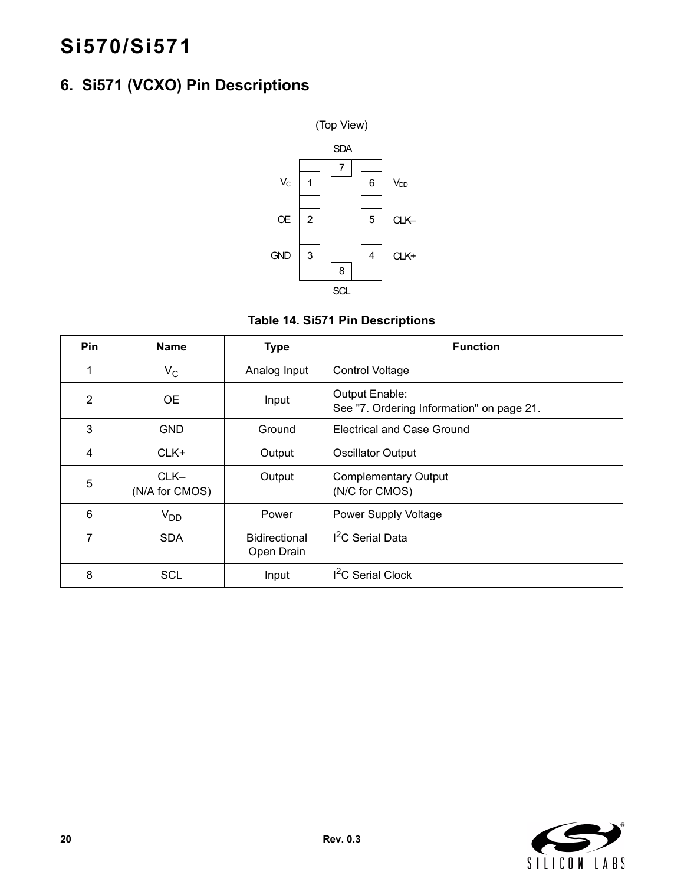## 6. Si571 (VCXO) Pin Descriptions

(Top View)

SDA

7

| | | |
|---|---|---|
| $V_C$ 1 | | 6 $V_{DD}$ |
| OE 2 | | 5 CLK– |
| GND 3 | | 4 CLK+ |

8

SCL

**Table 14. Si571 Pin Descriptions**

| Pin | Name | Type | Function |
|---|---|---|---|
| 1 | $V_C$ | Analog Input | Control Voltage |
| 2 | OE | Input | Output Enable:<br>See "7. Ordering Information" on page 21. |
| 3 | GND | Ground | Electrical and Case Ground |
| 4 | CLK+ | Output | Oscillator Output |
| 5 | CLK–<br>(N/A for CMOS) | Output | Complementary Output<br>(N/C for CMOS) |
| 6 | $V_{DD}$ | Power | Power Supply Voltage |
| 7 | SDA | Bidirectional Open Drain | $I^2C$ Serial Data |
| 8 | SCL | Input | $I^2C$ Serial Clock |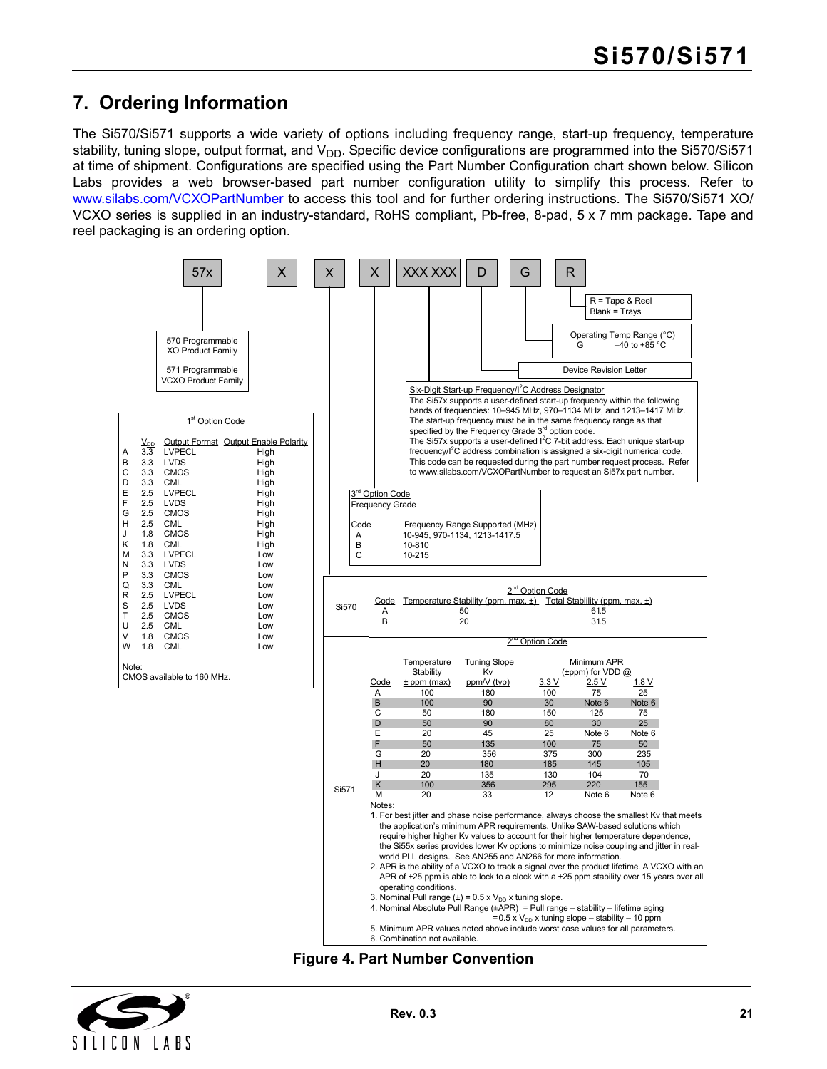## 7. Ordering Information

The Si570/Si571 supports a wide variety of options including frequency range, start-up frequency, temperature stability, tuning slope, output format, and $V_{DD}$. Specific device configurations are programmed into the Si570/Si571 at time of shipment. Configurations are specified using the Part Number Configuration chart shown below. Silicon Labs provides a web browser-based part number configuration utility to simplify this process. Refer to www.silabs.com/VCXOPartNumber to access this tool and for further ordering instructions. The Si570/Si571 XO/VCXO series is supplied in an industry-standard, RoHS compliant, Pb-free, 8-pad, 5 x 7 mm package. Tape and reel packaging is an ordering option.

**Part number format:** 57x X X X XXX XXX D G R

- **57x:**
  - 570 Programmable XO Product Family
  - 571 Programmable VCXO Product Family
- **R:** R = Tape & Reel; Blank = Trays
- **G:** Operating Temp Range (°C): G = –40 to +85 °C
- **D:** Device Revision Letter
- **XXX XXX:** Six-Digit Start-up Frequency/I²C Address Designator
  The Si57x supports a user-defined start-up frequency within the following bands of frequencies: 10–945 MHz, 970–1134 MHz, and 1213–1417 MHz. The start-up frequency must be in the same frequency range as that specified by the Frequency Grade 3rd option code.
  The Si57x supports a user-defined I²C 7-bit address. Each unique start-up frequency/I²C address combination is assigned a six-digit numerical code. This code can be requested during the part number request process. Refer to www.silabs.com/VCXOPartNumber to request an Si57x part number.

**1st Option Code**

| Code | $V_{DD}$ | Output Format | Output Enable Polarity |
|---|---|---|---|
| A | 3.3 | LVPECL | High |
| B | 3.3 | LVDS | High |
| C | 3.3 | CMOS | High |
| D | 3.3 | CML | High |
| E | 2.5 | LVPECL | High |
| F | 2.5 | LVDS | High |
| G | 2.5 | CMOS | High |
| H | 2.5 | CML | High |
| J | 1.8 | CMOS | High |
| K | 1.8 | CML | High |
| M | 3.3 | LVPECL | Low |
| N | 3.3 | LVDS | Low |
| P | 3.3 | CMOS | Low |
| Q | 3.3 | CML | Low |
| R | 2.5 | LVPECL | Low |
| S | 2.5 | LVDS | Low |
| T | 2.5 | CMOS | Low |
| U | 2.5 | CML | Low |
| V | 1.8 | CMOS | Low |
| W | 1.8 | CML | Low |

Note:
CMOS available to 160 MHz.

**3rd Option Code**
Frequency Grade

| Code | Frequency Range Supported (MHz) |
|---|---|
| A | 10-945, 970-1134, 1213-1417.5 |
| B | 10-810 |
| C | 10-215 |

**2nd Option Code — Si570**

| Code | Temperature Stability (ppm, max, ±) | Total Stablility (ppm, max, ±) |
|---|---|---|
| A | 50 | 61.5 |
| B | 20 | 31.5 |

**2nd Option Code — Si571**

| Code | Temperature Stability ± ppm (max) | Tuning Slope Kv ppm/V (typ) | Minimum APR (±ppm) for VDD @ 3.3 V | 2.5 V | 1.8 V |
|---|---|---|---|---|---|
| A | 100 | 180 | 100 | 75 | 25 |
| B | 100 | 90 | 30 | Note 6 | Note 6 |
| C | 50 | 180 | 150 | 125 | 75 |
| D | 50 | 90 | 80 | 30 | 25 |
| E | 20 | 45 | 25 | Note 6 | Note 6 |
| F | 50 | 135 | 100 | 75 | 50 |
| G | 20 | 356 | 375 | 300 | 235 |
| H | 20 | 180 | 185 | 145 | 105 |
| J | 20 | 135 | 130 | 104 | 70 |
| K | 100 | 356 | 295 | 220 | 155 |
| M | 20 | 33 | 12 | Note 6 | Note 6 |

Notes:
1. For best jitter and phase noise performance, always choose the smallest Kv that meets the application's minimum APR requirements. Unlike SAW-based solutions which require higher higher Kv values to account for their higher temperature dependence, the Si55x series provides lower Kv options to minimize noise coupling and jitter in real-world PLL designs. See AN255 and AN266 for more information.
2. APR is the ability of a VCXO to track a signal over the product lifetime. A VCXO with an APR of ±25 ppm is able to lock to a clock with a ±25 ppm stability over 15 years over all operating conditions.
3. Nominal Pull range (±) = 0.5 x $V_{DD}$ x tuning slope.
4. Nominal Absolute Pull Range (±APR) = Pull range – stability – lifetime aging
 = 0.5 x $V_{DD}$ x tuning slope – stability – 10 ppm
5. Minimum APR values noted above include worst case values for all parameters.
6. Combination not available.

**Figure 4. Part Number Convention**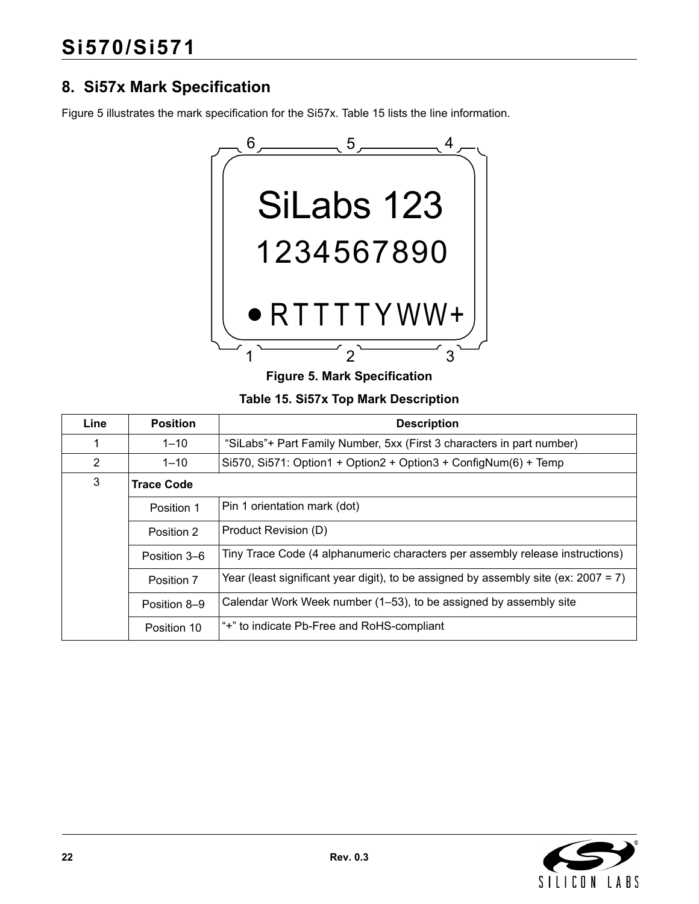## 8. Si57x Mark Specification

Figure 5 illustrates the mark specification for the Si57x. Table 15 lists the line information.

Figure 5. Mark Specification

**Table 15. Si57x Top Mark Description**

| Line | Position | Description |
|---|---|---|
| 1 | 1–10 | "SiLabs"+ Part Family Number, 5xx (First 3 characters in part number) |
| 2 | 1–10 | Si570, Si571: Option1 + Option2 + Option3 + ConfigNum(6) + Temp |
| 3 | **Trace Code** | |
| | Position 1 | Pin 1 orientation mark (dot) |
| | Position 2 | Product Revision (D) |
| | Position 3–6 | Tiny Trace Code (4 alphanumeric characters per assembly release instructions) |
| | Position 7 | Year (least significant year digit), to be assigned by assembly site (ex: 2007 = 7) |
| | Position 8–9 | Calendar Work Week number (1–53), to be assigned by assembly site |
| | Position 10 | "+" to indicate Pb-Free and RoHS-compliant |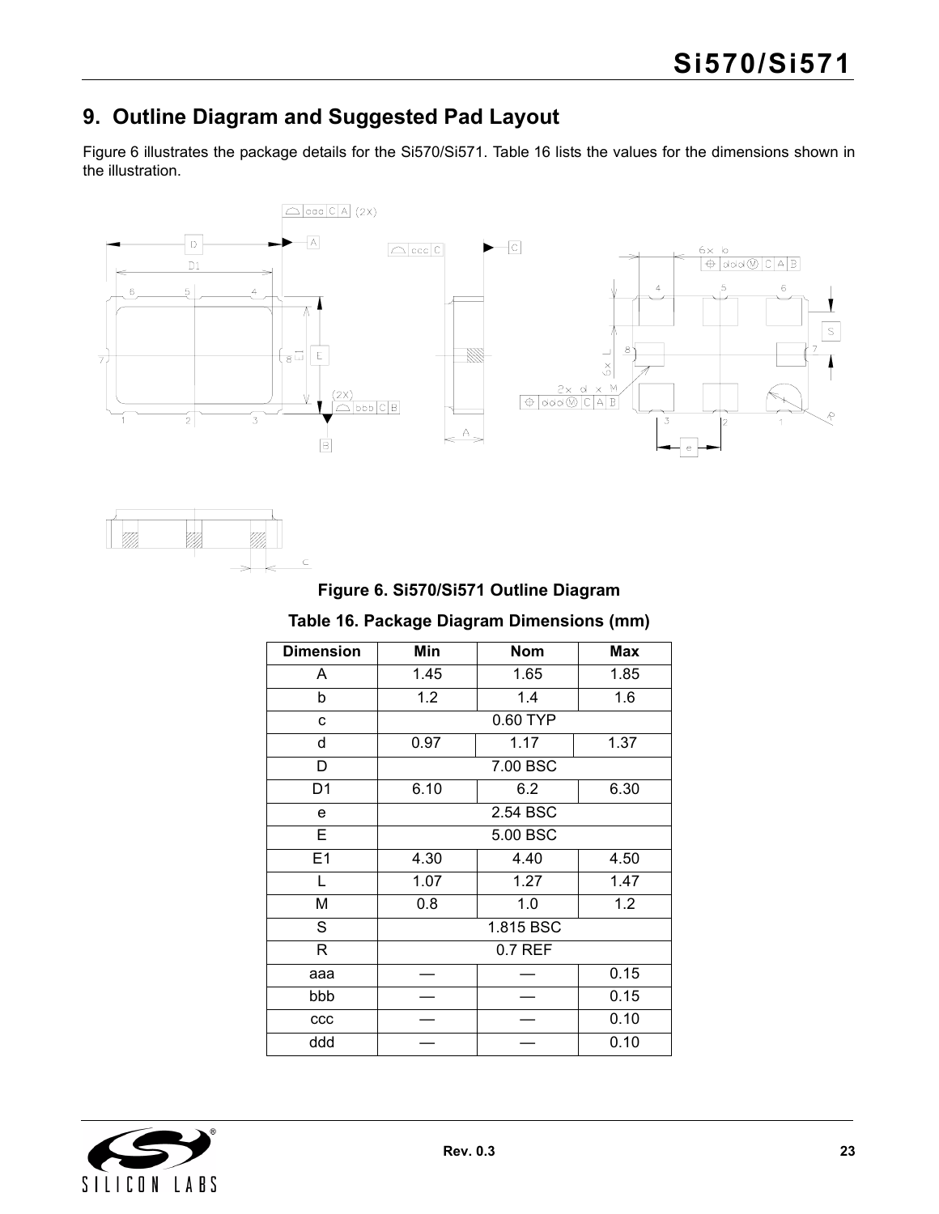## 9. Outline Diagram and Suggested Pad Layout

Figure 6 illustrates the package details for the Si570/Si571. Table 16 lists the values for the dimensions shown in the illustration.

**Figure 6. Si570/Si571 Outline Diagram**

**Table 16. Package Diagram Dimensions (mm)**

| Dimension | Min | Nom | Max |
|---|---|---|---|
| A | 1.45 | 1.65 | 1.85 |
| b | 1.2 | 1.4 | 1.6 |
| c | 0.60 TYP | | |
| d | 0.97 | 1.17 | 1.37 |
| D | 7.00 BSC | | |
| D1 | 6.10 | 6.2 | 6.30 |
| e | 2.54 BSC | | |
| E | 5.00 BSC | | |
| E1 | 4.30 | 4.40 | 4.50 |
| L | 1.07 | 1.27 | 1.47 |
| M | 0.8 | 1.0 | 1.2 |
| S | 1.815 BSC | | |
| R | 0.7 REF | | |
| aaa | — | — | 0.15 |
| bbb | — | — | 0.15 |
| ccc | — | — | 0.10 |
| ddd | — | — | 0.10 |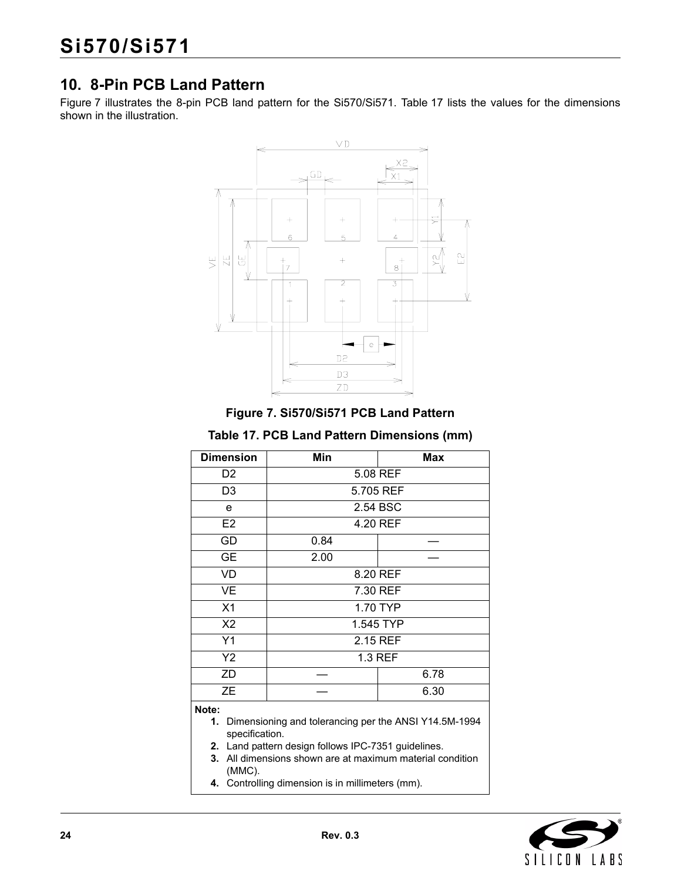## 10. 8-Pin PCB Land Pattern

Figure 7 illustrates the 8-pin PCB land pattern for the Si570/Si571. Table 17 lists the values for the dimensions shown in the illustration.

**Figure 7. Si570/Si571 PCB Land Pattern**

**Table 17. PCB Land Pattern Dimensions (mm)**

| Dimension | Min | Max |
|---|---|---|
| D2 | 5.08 REF | |
| D3 | 5.705 REF | |
| e | 2.54 BSC | |
| E2 | 4.20 REF | |
| GD | 0.84 | — |
| GE | 2.00 | — |
| VD | 8.20 REF | |
| VE | 7.30 REF | |
| X1 | 1.70 TYP | |
| X2 | 1.545 TYP | |
| Y1 | 2.15 REF | |
| Y2 | 1.3 REF | |
| ZD | — | 6.78 |
| ZE | — | 6.30 |

**Note:**

1. Dimensioning and tolerancing per the ANSI Y14.5M-1994 specification.
2. Land pattern design follows IPC-7351 guidelines.
3. All dimensions shown are at maximum material condition (MMC).
4. Controlling dimension is in millimeters (mm).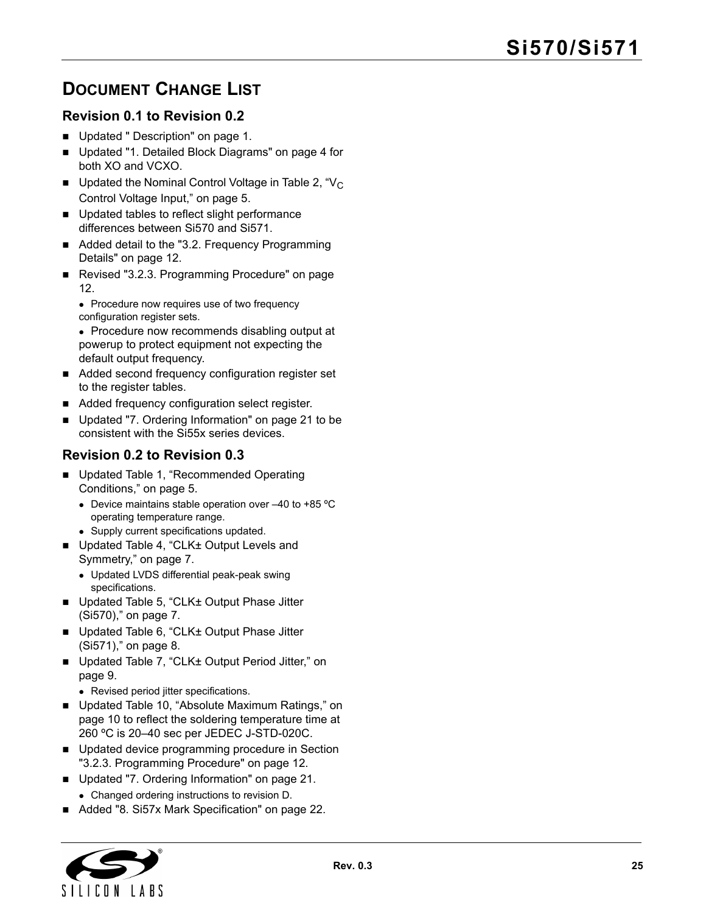## Document Change List

### Revision 0.1 to Revision 0.2

- Updated " Description" on page 1.
- Updated "1. Detailed Block Diagrams" on page 4 for both XO and VCXO.
- Updated the Nominal Control Voltage in Table 2, "$V_C$ Control Voltage Input," on page 5.
- Updated tables to reflect slight performance differences between Si570 and Si571.
- Added detail to the "3.2. Frequency Programming Details" on page 12.
- Revised "3.2.3. Programming Procedure" on page 12.
  - Procedure now requires use of two frequency configuration register sets.
  - Procedure now recommends disabling output at powerup to protect equipment not expecting the default output frequency.
- Added second frequency configuration register set to the register tables.
- Added frequency configuration select register.
- Updated "7. Ordering Information" on page 21 to be consistent with the Si55x series devices.

### Revision 0.2 to Revision 0.3

- Updated Table 1, "Recommended Operating Conditions," on page 5.
  - Device maintains stable operation over –40 to +85 ºC operating temperature range.
  - Supply current specifications updated.
- Updated Table 4, "CLK± Output Levels and Symmetry," on page 7.
  - Updated LVDS differential peak-peak swing specifications.
- Updated Table 5, "CLK± Output Phase Jitter (Si570)," on page 7.
- Updated Table 6, "CLK± Output Phase Jitter (Si571)," on page 8.
- Updated Table 7, "CLK± Output Period Jitter," on page 9.
  - Revised period jitter specifications.
- Updated Table 10, "Absolute Maximum Ratings," on page 10 to reflect the soldering temperature time at 260 ºC is 20–40 sec per JEDEC J-STD-020C.
- Updated device programming procedure in Section "3.2.3. Programming Procedure" on page 12.
- Updated "7. Ordering Information" on page 21.
  - Changed ordering instructions to revision D.
- Added "8. Si57x Mark Specification" on page 22.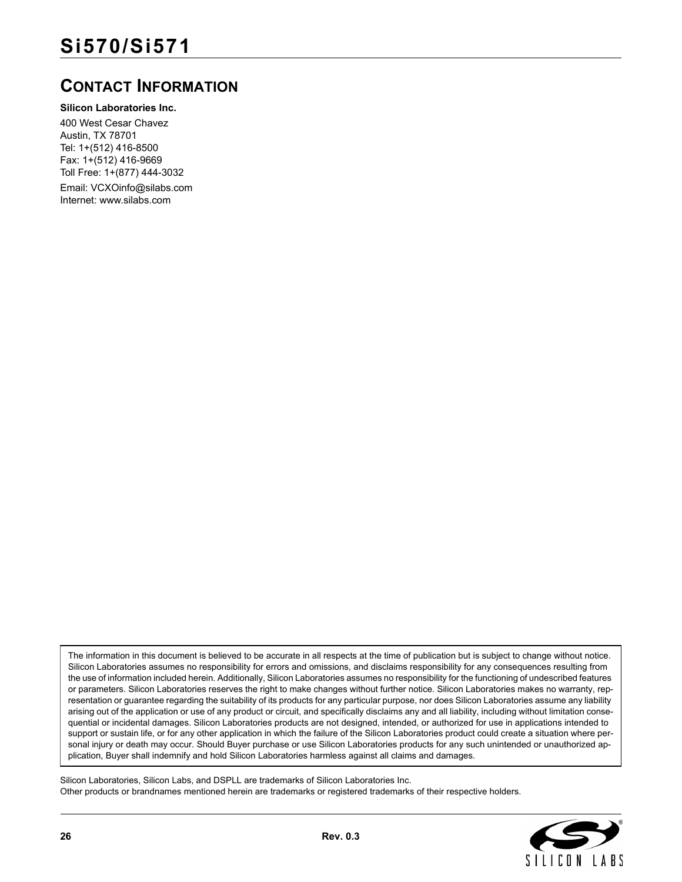## Contact Information

**Silicon Laboratories Inc.**

400 West Cesar Chavez
Austin, TX 78701
Tel: 1+(512) 416-8500
Fax: 1+(512) 416-9669
Toll Free: 1+(877) 444-3032

Email: VCXOinfo@silabs.com
Internet: www.silabs.com

The information in this document is believed to be accurate in all respects at the time of publication but is subject to change without notice. Silicon Laboratories assumes no responsibility for errors and omissions, and disclaims responsibility for any consequences resulting from the use of information included herein. Additionally, Silicon Laboratories assumes no responsibility for the functioning of undescribed features or parameters. Silicon Laboratories reserves the right to make changes without further notice. Silicon Laboratories makes no warranty, representation or guarantee regarding the suitability of its products for any particular purpose, nor does Silicon Laboratories assume any liability arising out of the application or use of any product or circuit, and specifically disclaims any and all liability, including without limitation consequential or incidental damages. Silicon Laboratories products are not designed, intended, or authorized for use in applications intended to support or sustain life, or for any other application in which the failure of the Silicon Laboratories product could create a situation where personal injury or death may occur. Should Buyer purchase or use Silicon Laboratories products for any such unintended or unauthorized application, Buyer shall indemnify and hold Silicon Laboratories harmless against all claims and damages.

Silicon Laboratories, Silicon Labs, and DSPLL are trademarks of Silicon Laboratories Inc.
Other products or brandnames mentioned herein are trademarks or registered trademarks of their respective holders.